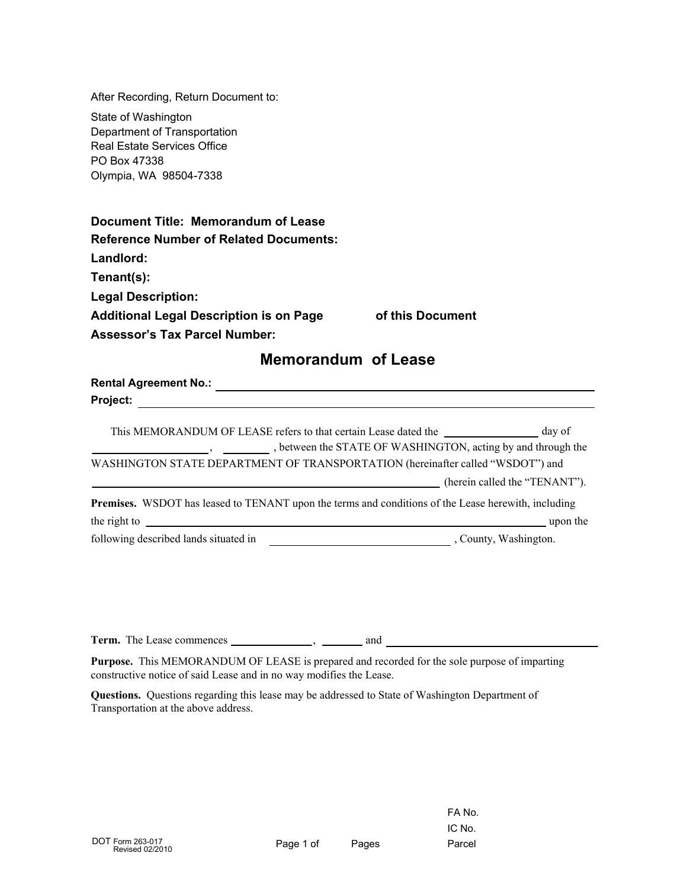After Recording, Return Document to:

State of Washington
Department of Transportation
Real Estate Services Office
PO Box 47338
Olympia, WA 98504-7338

**Document Title: Memorandum of Lease**
**Reference Number of Related Documents:**
**Landlord:**
**Tenant(s):**
**Legal Description:**
**Additional Legal Description is on Page \_\_\_\_\_\_ of this Document**
**Assessor's Tax Parcel Number:**

# Memorandum of Lease

**Rental Agreement No.:** \_\_\_\_\_\_\_\_\_\_\_\_\_\_\_\_\_\_\_\_\_\_\_\_\_\_\_\_\_\_\_\_\_\_\_\_\_\_\_\_\_\_\_\_\_\_\_\_

**Project:** \_\_\_\_\_\_\_\_\_\_\_\_\_\_\_\_\_\_\_\_\_\_\_\_\_\_\_\_\_\_\_\_\_\_\_\_\_\_\_\_\_\_\_\_\_\_\_\_\_\_\_\_\_\_\_\_

This MEMORANDUM OF LEASE refers to that certain Lease dated the \_\_\_\_\_\_\_\_\_\_\_\_ day of \_\_\_\_\_\_\_\_\_\_\_\_\_\_\_\_, \_\_\_\_\_\_\_, between the STATE OF WASHINGTON, acting by and through the WASHINGTON STATE DEPARTMENT OF TRANSPORTATION (hereinafter called "WSDOT") and \_\_\_\_\_\_\_\_\_\_\_\_\_\_\_\_\_\_\_\_\_\_\_\_\_\_\_\_\_\_\_\_\_\_\_\_\_\_\_\_\_\_\_\_\_\_\_\_ (herein called the "TENANT").

**Premises.** WSDOT has leased to TENANT upon the terms and conditions of the Lease herewith, including the right to \_\_\_\_\_\_\_\_\_\_\_\_\_\_\_\_\_\_\_\_\_\_\_\_\_\_\_\_\_\_\_\_\_\_\_\_\_\_\_\_\_\_\_\_\_\_\_\_\_\_\_\_ upon the following described lands situated in \_\_\_\_\_\_\_\_\_\_\_\_\_\_\_\_\_\_\_\_\_\_\_\_\_\_ , County, Washington.

**Term.** The Lease commences \_\_\_\_\_\_\_\_\_\_\_\_, \_\_\_\_\_\_\_ and \_\_\_\_\_\_\_\_\_\_\_\_\_\_\_\_\_\_\_\_\_\_\_\_\_\_\_\_\_\_\_\_

**Purpose.** This MEMORANDUM OF LEASE is prepared and recorded for the sole purpose of imparting constructive notice of said Lease and in no way modifies the Lease.

**Questions.** Questions regarding this lease may be addressed to State of Washington Department of Transportation at the above address.

FA No.
IC No.
Parcel

DOT Form 263-017
Revised 02/2010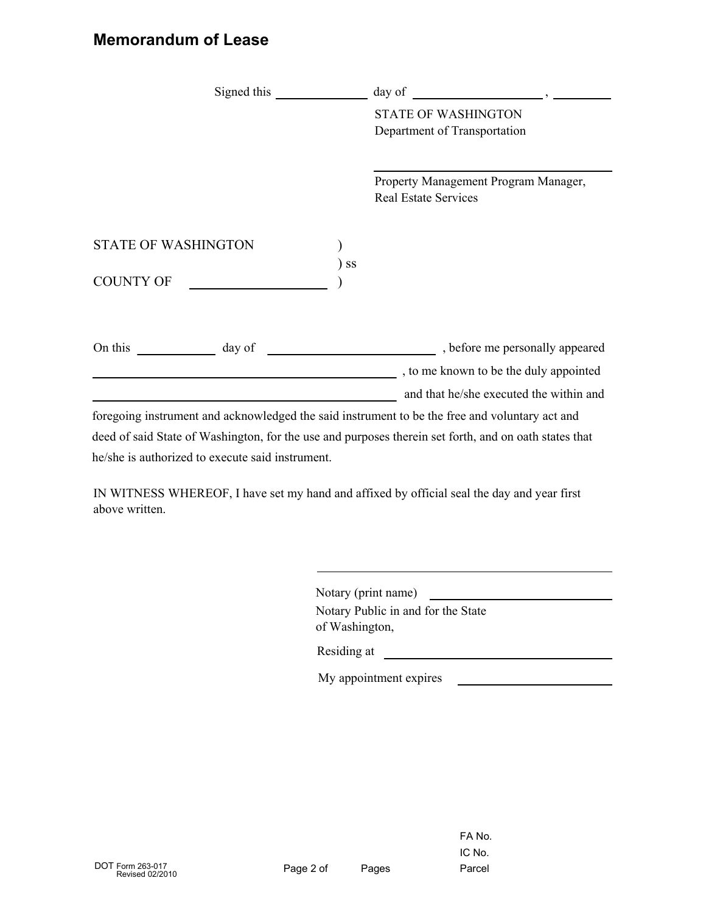# Memorandum of Lease

Signed this \_\_\_\_\_\_\_\_\_\_\_\_ day of \_\_\_\_\_\_\_\_\_\_\_\_\_\_\_\_\_\_, \_\_\_\_\_\_\_\_

STATE OF WASHINGTON
Department of Transportation

\_\_\_\_\_\_\_\_\_\_\_\_\_\_\_\_\_\_\_\_\_\_\_\_\_\_\_\_\_\_\_\_

Property Management Program Manager,
Real Estate Services

STATE OF WASHINGTON )
) ss
COUNTY OF \_\_\_\_\_\_\_\_\_\_\_\_\_\_\_\_\_\_ )

On this \_\_\_\_\_\_\_\_\_\_ day of \_\_\_\_\_\_\_\_\_\_\_\_\_\_\_\_\_\_\_\_\_\_ , before me personally appeared \_\_\_\_\_\_\_\_\_\_\_\_\_\_\_\_\_\_\_\_\_\_\_\_\_\_\_\_\_\_\_\_\_\_\_\_\_\_ , to me known to be the duly appointed \_\_\_\_\_\_\_\_\_\_\_\_\_\_\_\_\_\_\_\_\_\_\_\_\_\_\_\_\_\_\_\_\_\_\_\_\_\_ and that he/she executed the within and foregoing instrument and acknowledged the said instrument to be the free and voluntary act and deed of said State of Washington, for the use and purposes therein set forth, and on oath states that he/she is authorized to execute said instrument.

IN WITNESS WHEREOF, I have set my hand and affixed by official seal the day and year first above written.

\_\_\_\_\_\_\_\_\_\_\_\_\_\_\_\_\_\_\_\_\_\_\_\_\_\_\_\_\_\_\_\_\_\_\_\_\_\_

Notary (print name) \_\_\_\_\_\_\_\_\_\_\_\_\_\_\_\_\_\_\_\_\_\_
Notary Public in and for the State of Washington,

Residing at \_\_\_\_\_\_\_\_\_\_\_\_\_\_\_\_\_\_\_\_\_\_\_\_\_\_\_\_

My appointment expires \_\_\_\_\_\_\_\_\_\_\_\_\_\_\_\_\_\_

FA No.
IC No.
Parcel

DOT Form 263-017
Revised 02/2010